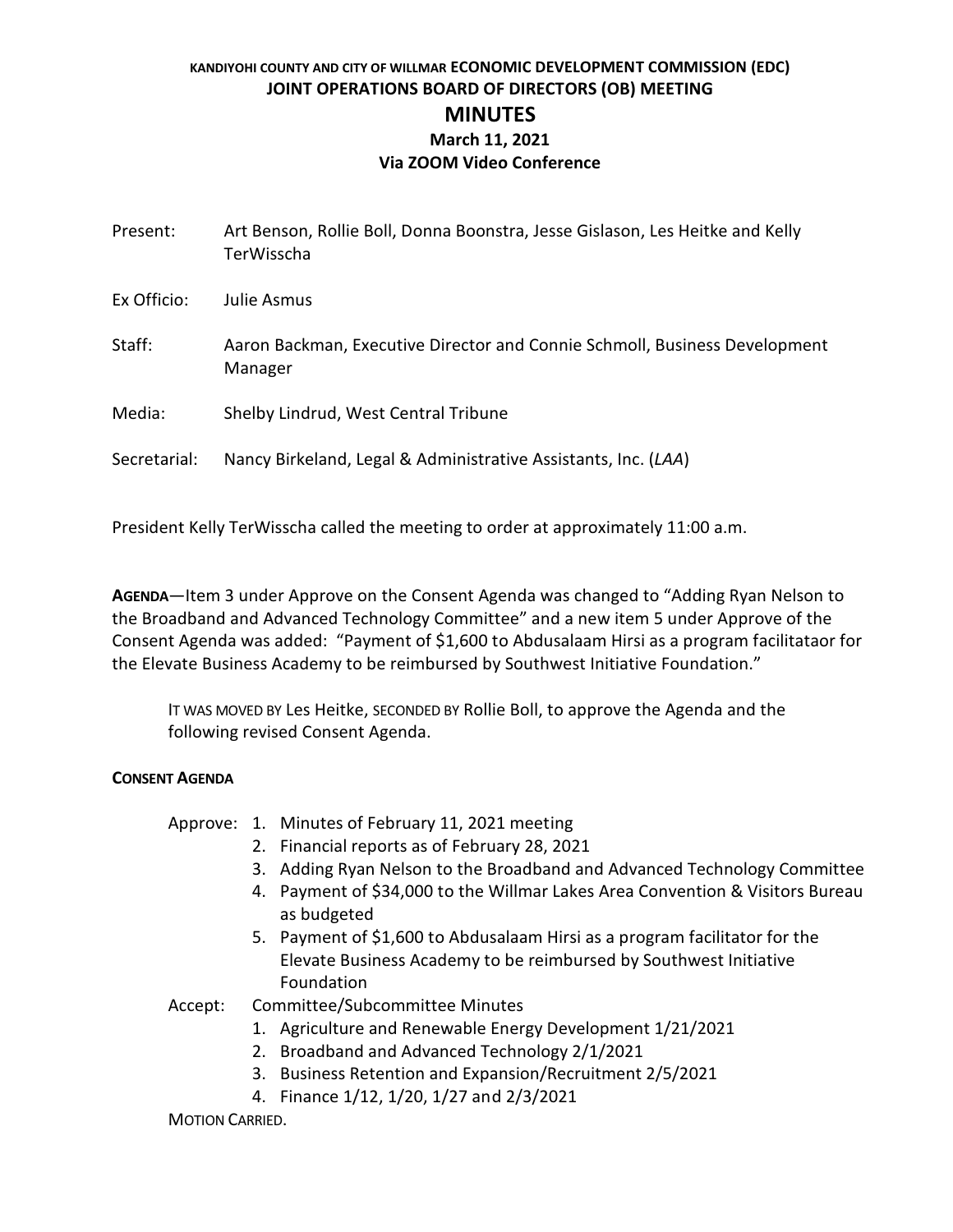**KANDIYOHI COUNTY AND CITY OF WILLMAR ECONOMIC DEVELOPMENT COMMISSION (EDC)**
**JOINT OPERATIONS BOARD OF DIRECTORS (OB) MEETING**

# MINUTES

**March 11, 2021**
**Via ZOOM Video Conference**

Present: Art Benson, Rollie Boll, Donna Boonstra, Jesse Gislason, Les Heitke and Kelly TerWisscha

Ex Officio: Julie Asmus

Staff: Aaron Backman, Executive Director and Connie Schmoll, Business Development Manager

Media: Shelby Lindrud, West Central Tribune

Secretarial: Nancy Birkeland, Legal & Administrative Assistants, Inc. (*LAA*)

President Kelly TerWisscha called the meeting to order at approximately 11:00 a.m.

**AGENDA**—Item 3 under Approve on the Consent Agenda was changed to "Adding Ryan Nelson to the Broadband and Advanced Technology Committee" and a new item 5 under Approve of the Consent Agenda was added: "Payment of $1,600 to Abdusalaam Hirsi as a program facilitataor for the Elevate Business Academy to be reimbursed by Southwest Initiative Foundation."

> IT WAS MOVED BY Les Heitke, SECONDED BY Rollie Boll, to approve the Agenda and the following revised Consent Agenda.

**CONSENT AGENDA**

Approve:
1. Minutes of February 11, 2021 meeting
2. Financial reports as of February 28, 2021
3. Adding Ryan Nelson to the Broadband and Advanced Technology Committee
4. Payment of $34,000 to the Willmar Lakes Area Convention & Visitors Bureau as budgeted
5. Payment of $1,600 to Abdusalaam Hirsi as a program facilitator for the Elevate Business Academy to be reimbursed by Southwest Initiative Foundation

Accept: Committee/Subcommittee Minutes
1. Agriculture and Renewable Energy Development 1/21/2021
2. Broadband and Advanced Technology 2/1/2021
3. Business Retention and Expansion/Recruitment 2/5/2021
4. Finance 1/12, 1/20, 1/27 and 2/3/2021

MOTION CARRIED.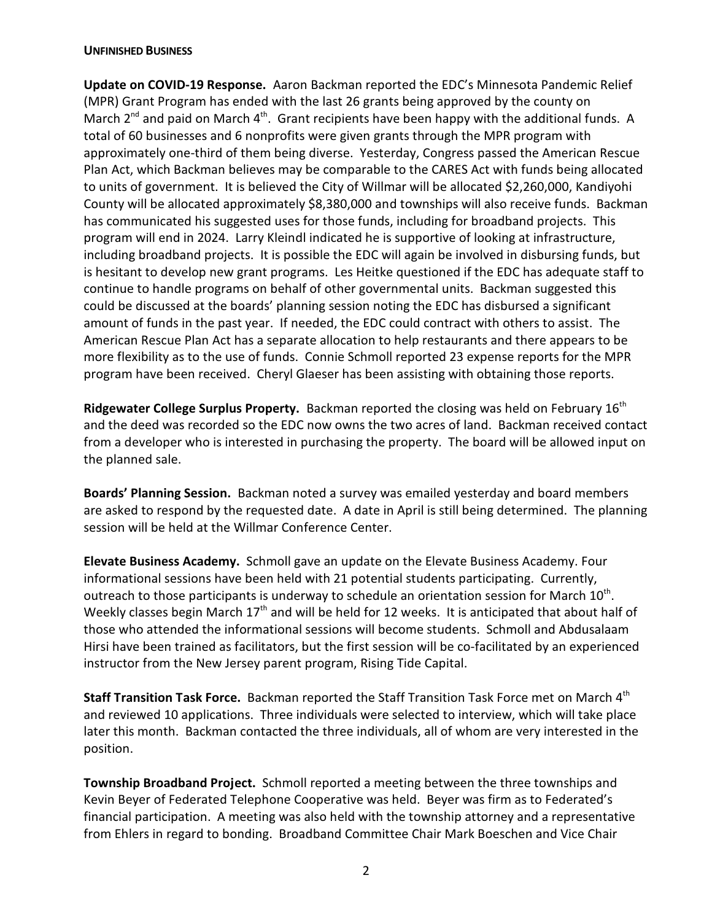**UNFINISHED BUSINESS**

**Update on COVID-19 Response.** Aaron Backman reported the EDC's Minnesota Pandemic Relief (MPR) Grant Program has ended with the last 26 grants being approved by the county on March 2nd and paid on March 4th. Grant recipients have been happy with the additional funds. A total of 60 businesses and 6 nonprofits were given grants through the MPR program with approximately one-third of them being diverse. Yesterday, Congress passed the American Rescue Plan Act, which Backman believes may be comparable to the CARES Act with funds being allocated to units of government. It is believed the City of Willmar will be allocated $2,260,000, Kandiyohi County will be allocated approximately $8,380,000 and townships will also receive funds. Backman has communicated his suggested uses for those funds, including for broadband projects. This program will end in 2024. Larry Kleindl indicated he is supportive of looking at infrastructure, including broadband projects. It is possible the EDC will again be involved in disbursing funds, but is hesitant to develop new grant programs. Les Heitke questioned if the EDC has adequate staff to continue to handle programs on behalf of other governmental units. Backman suggested this could be discussed at the boards' planning session noting the EDC has disbursed a significant amount of funds in the past year. If needed, the EDC could contract with others to assist. The American Rescue Plan Act has a separate allocation to help restaurants and there appears to be more flexibility as to the use of funds. Connie Schmoll reported 23 expense reports for the MPR program have been received. Cheryl Glaeser has been assisting with obtaining those reports.

**Ridgewater College Surplus Property.** Backman reported the closing was held on February 16th and the deed was recorded so the EDC now owns the two acres of land. Backman received contact from a developer who is interested in purchasing the property. The board will be allowed input on the planned sale.

**Boards' Planning Session.** Backman noted a survey was emailed yesterday and board members are asked to respond by the requested date. A date in April is still being determined. The planning session will be held at the Willmar Conference Center.

**Elevate Business Academy.** Schmoll gave an update on the Elevate Business Academy. Four informational sessions have been held with 21 potential students participating. Currently, outreach to those participants is underway to schedule an orientation session for March 10th. Weekly classes begin March 17th and will be held for 12 weeks. It is anticipated that about half of those who attended the informational sessions will become students. Schmoll and Abdusalaam Hirsi have been trained as facilitators, but the first session will be co-facilitated by an experienced instructor from the New Jersey parent program, Rising Tide Capital.

**Staff Transition Task Force.** Backman reported the Staff Transition Task Force met on March 4th and reviewed 10 applications. Three individuals were selected to interview, which will take place later this month. Backman contacted the three individuals, all of whom are very interested in the position.

**Township Broadband Project.** Schmoll reported a meeting between the three townships and Kevin Beyer of Federated Telephone Cooperative was held. Beyer was firm as to Federated's financial participation. A meeting was also held with the township attorney and a representative from Ehlers in regard to bonding. Broadband Committee Chair Mark Boeschen and Vice Chair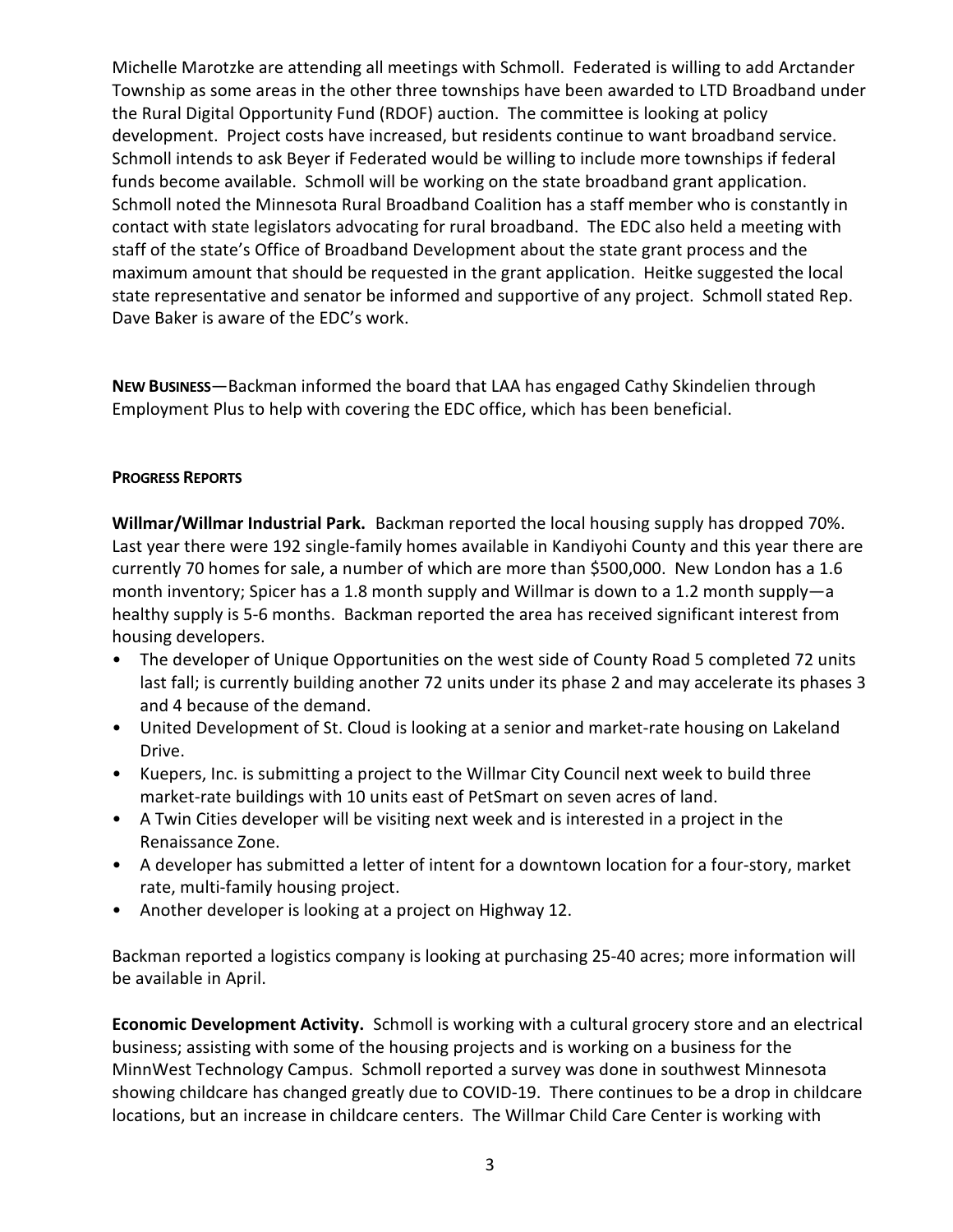Michelle Marotzke are attending all meetings with Schmoll. Federated is willing to add Arctander Township as some areas in the other three townships have been awarded to LTD Broadband under the Rural Digital Opportunity Fund (RDOF) auction. The committee is looking at policy development. Project costs have increased, but residents continue to want broadband service. Schmoll intends to ask Beyer if Federated would be willing to include more townships if federal funds become available. Schmoll will be working on the state broadband grant application. Schmoll noted the Minnesota Rural Broadband Coalition has a staff member who is constantly in contact with state legislators advocating for rural broadband. The EDC also held a meeting with staff of the state's Office of Broadband Development about the state grant process and the maximum amount that should be requested in the grant application. Heitke suggested the local state representative and senator be informed and supportive of any project. Schmoll stated Rep. Dave Baker is aware of the EDC's work.

**NEW BUSINESS**—Backman informed the board that LAA has engaged Cathy Skindelien through Employment Plus to help with covering the EDC office, which has been beneficial.

**PROGRESS REPORTS**

**Willmar/Willmar Industrial Park.** Backman reported the local housing supply has dropped 70%. Last year there were 192 single-family homes available in Kandiyohi County and this year there are currently 70 homes for sale, a number of which are more than $500,000. New London has a 1.6 month inventory; Spicer has a 1.8 month supply and Willmar is down to a 1.2 month supply—a healthy supply is 5-6 months. Backman reported the area has received significant interest from housing developers.

- The developer of Unique Opportunities on the west side of County Road 5 completed 72 units last fall; is currently building another 72 units under its phase 2 and may accelerate its phases 3 and 4 because of the demand.
- United Development of St. Cloud is looking at a senior and market-rate housing on Lakeland Drive.
- Kuepers, Inc. is submitting a project to the Willmar City Council next week to build three market-rate buildings with 10 units east of PetSmart on seven acres of land.
- A Twin Cities developer will be visiting next week and is interested in a project in the Renaissance Zone.
- A developer has submitted a letter of intent for a downtown location for a four-story, market rate, multi-family housing project.
- Another developer is looking at a project on Highway 12.

Backman reported a logistics company is looking at purchasing 25-40 acres; more information will be available in April.

**Economic Development Activity.** Schmoll is working with a cultural grocery store and an electrical business; assisting with some of the housing projects and is working on a business for the MinnWest Technology Campus. Schmoll reported a survey was done in southwest Minnesota showing childcare has changed greatly due to COVID-19. There continues to be a drop in childcare locations, but an increase in childcare centers. The Willmar Child Care Center is working with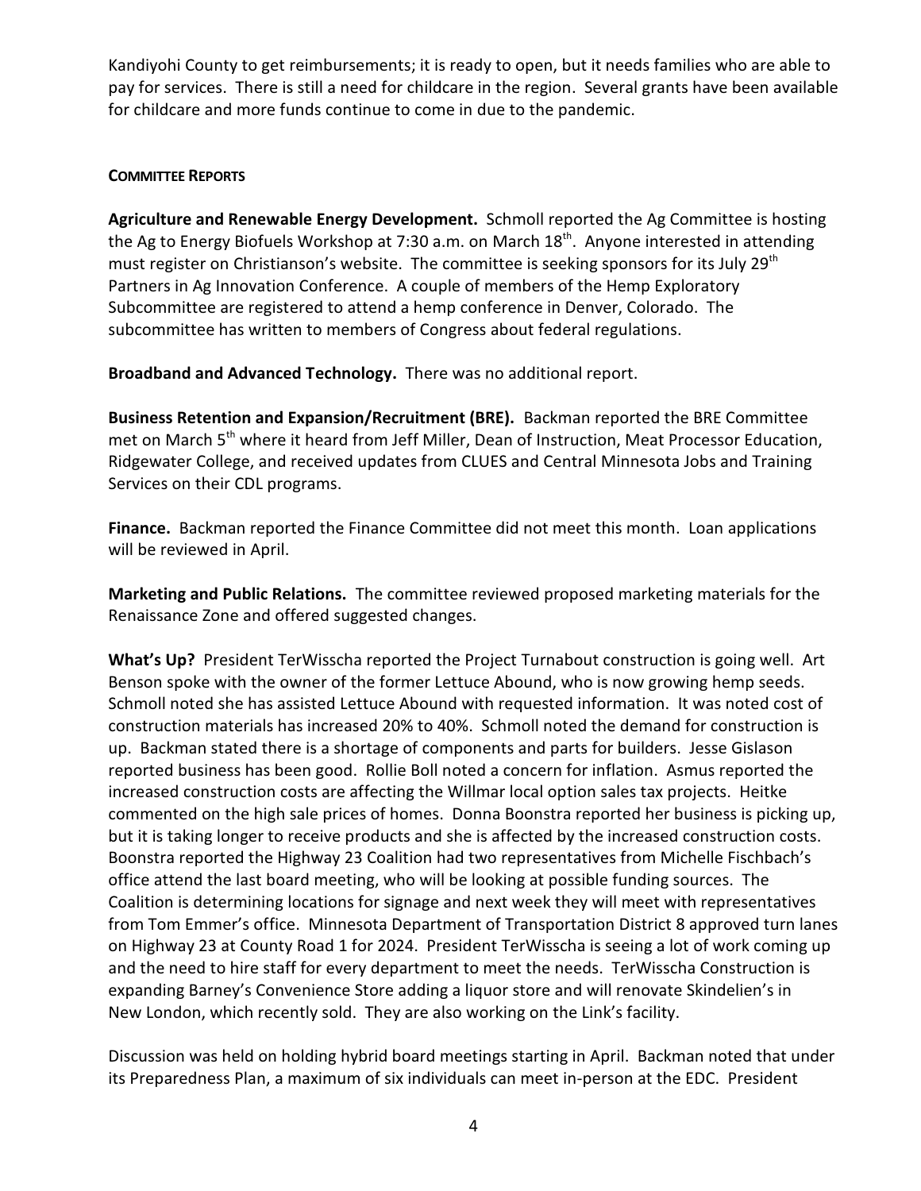Kandiyohi County to get reimbursements; it is ready to open, but it needs families who are able to pay for services. There is still a need for childcare in the region. Several grants have been available for childcare and more funds continue to come in due to the pandemic.

**COMMITTEE REPORTS**

**Agriculture and Renewable Energy Development.** Schmoll reported the Ag Committee is hosting the Ag to Energy Biofuels Workshop at 7:30 a.m. on March 18th. Anyone interested in attending must register on Christianson's website. The committee is seeking sponsors for its July 29th Partners in Ag Innovation Conference. A couple of members of the Hemp Exploratory Subcommittee are registered to attend a hemp conference in Denver, Colorado. The subcommittee has written to members of Congress about federal regulations.

**Broadband and Advanced Technology.** There was no additional report.

**Business Retention and Expansion/Recruitment (BRE).** Backman reported the BRE Committee met on March 5th where it heard from Jeff Miller, Dean of Instruction, Meat Processor Education, Ridgewater College, and received updates from CLUES and Central Minnesota Jobs and Training Services on their CDL programs.

**Finance.** Backman reported the Finance Committee did not meet this month. Loan applications will be reviewed in April.

**Marketing and Public Relations.** The committee reviewed proposed marketing materials for the Renaissance Zone and offered suggested changes.

**What's Up?** President TerWisscha reported the Project Turnabout construction is going well. Art Benson spoke with the owner of the former Lettuce Abound, who is now growing hemp seeds. Schmoll noted she has assisted Lettuce Abound with requested information. It was noted cost of construction materials has increased 20% to 40%. Schmoll noted the demand for construction is up. Backman stated there is a shortage of components and parts for builders. Jesse Gislason reported business has been good. Rollie Boll noted a concern for inflation. Asmus reported the increased construction costs are affecting the Willmar local option sales tax projects. Heitke commented on the high sale prices of homes. Donna Boonstra reported her business is picking up, but it is taking longer to receive products and she is affected by the increased construction costs. Boonstra reported the Highway 23 Coalition had two representatives from Michelle Fischbach's office attend the last board meeting, who will be looking at possible funding sources. The Coalition is determining locations for signage and next week they will meet with representatives from Tom Emmer's office. Minnesota Department of Transportation District 8 approved turn lanes on Highway 23 at County Road 1 for 2024. President TerWisscha is seeing a lot of work coming up and the need to hire staff for every department to meet the needs. TerWisscha Construction is expanding Barney's Convenience Store adding a liquor store and will renovate Skindelien's in New London, which recently sold. They are also working on the Link's facility.

Discussion was held on holding hybrid board meetings starting in April. Backman noted that under its Preparedness Plan, a maximum of six individuals can meet in-person at the EDC. President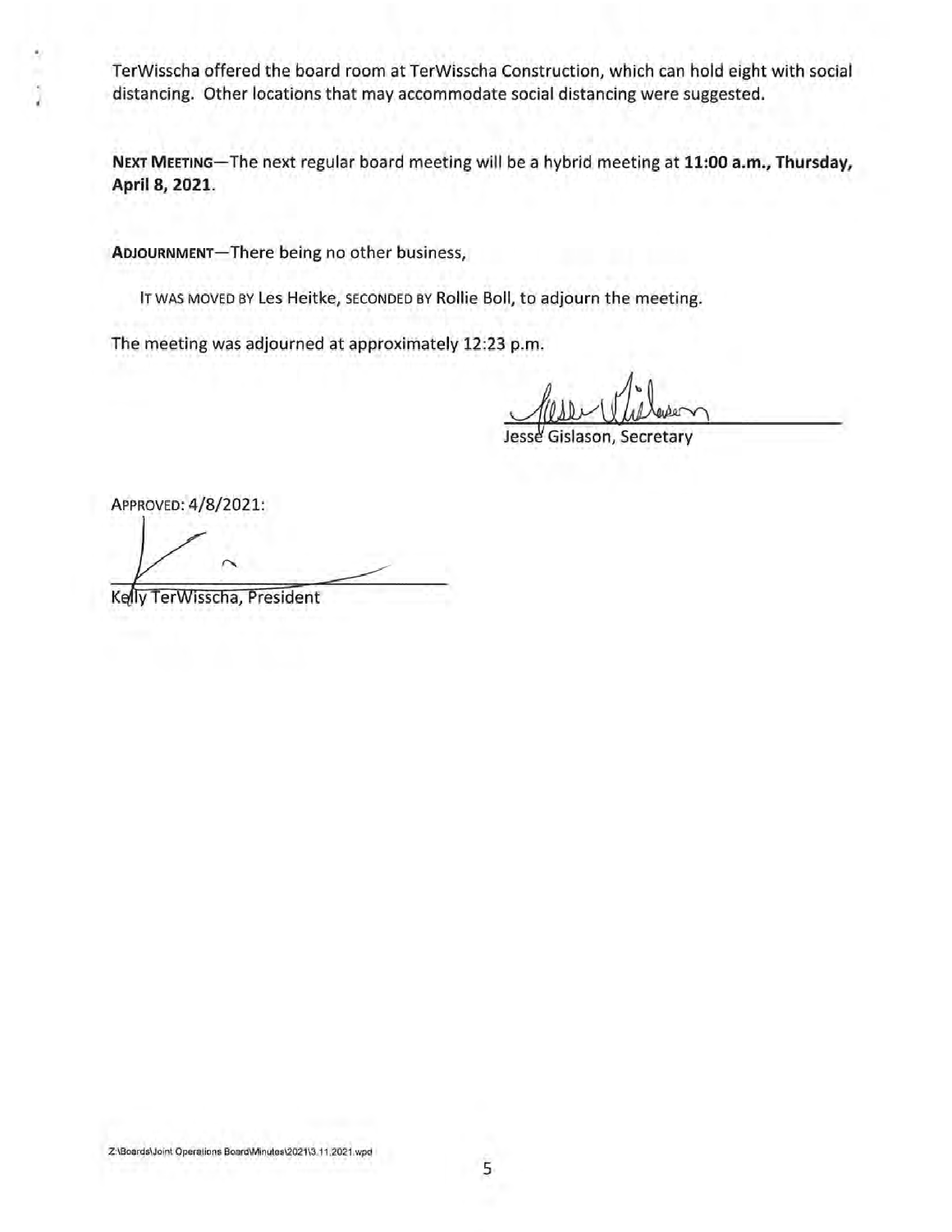TerWisscha offered the board room at TerWisscha Construction, which can hold eight with social distancing. Other locations that may accommodate social distancing were suggested.

**NEXT MEETING**—The next regular board meeting will be a hybrid meeting at **11:00 a.m., Thursday, April 8, 2021**.

**ADJOURNMENT**—There being no other business,

IT WAS MOVED BY Les Heitke, SECONDED BY Rollie Boll, to adjourn the meeting.

The meeting was adjourned at approximately 12:23 p.m.

Jesse Gislason, Secretary

APPROVED: 4/8/2021:

Kelly TerWisscha, President

Z:\Boards\Joint Operations Board\Minutes\2021\3.11.2021.wpd